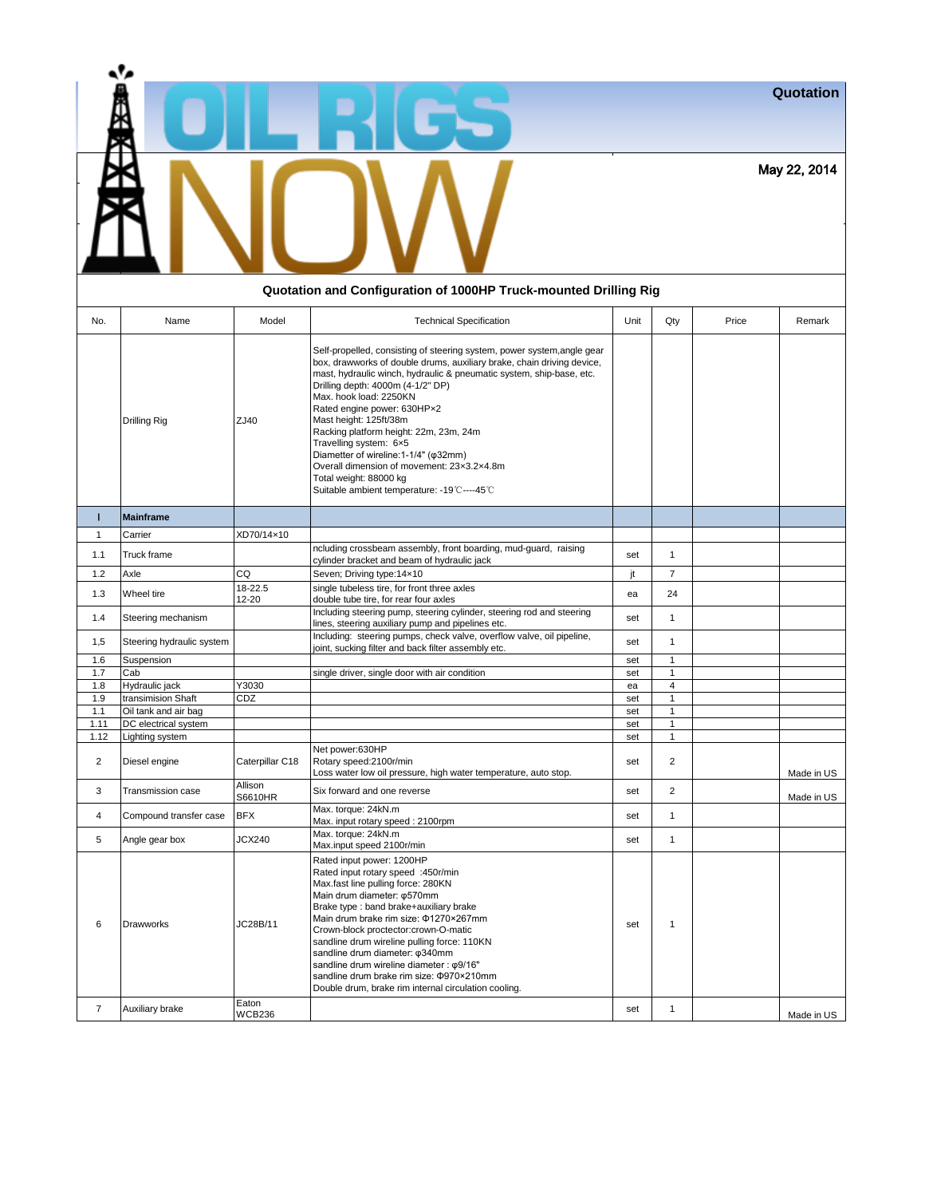**Quotation**

**May 22, 2014**

### Quotation and Configuration of 1000HP Truck-mounted Drilling Rig

| No. | Name | Model | Technical Specification | Unit | Qty | Price | Remark |
|---|---|---|---|---|---|---|---|
| | Drilling Rig | ZJ40 | Self-propelled, consisting of steering system, power system,angle gear box, drawworks of double drums, auxiliary brake, chain driving device, mast, hydraulic winch, hydraulic & pneumatic system, ship-base, etc.<br>Drilling depth: 4000m (4-1/2" DP)<br>Max. hook load: 2250KN<br>Rated engine power: 630HP×2<br>Mast height: 125ft/38m<br>Racking platform height: 22m, 23m, 24m<br>Travelling system: 6×5<br>Diametter of wireline:1-1/4" (φ32mm)<br>Overall dimension of movement: 23×3.2×4.8m<br>Total weight: 88000 kg<br>Suitable ambient temperature: -19℃----45℃ | | | | |
| **I** | **Mainframe** | | | | | | |
| 1 | Carrier | XD70/14×10 | | | | | |
| 1.1 | Truck frame | | ncluding crossbeam assembly, front boarding, mud-guard, raising cylinder bracket and beam of hydraulic jack | set | 1 | | |
| 1.2 | Axle | CQ | Seven; Driving type:14×10 | jt | 7 | | |
| 1.3 | Wheel tire | 18-22.5<br>12-20 | single tubeless tire, for front three axles<br>double tube tire, for rear four axles | ea | 24 | | |
| 1.4 | Steering mechanism | | Including steering pump, steering cylinder, steering rod and steering lines, steering auxiliary pump and pipelines etc. | set | 1 | | |
| 1,5 | Steering hydraulic system | | Including: steering pumps, check valve, overflow valve, oil pipeline, joint, sucking filter and back filter assembly etc. | set | 1 | | |
| 1.6 | Suspension | | | set | 1 | | |
| 1.7 | Cab | | single driver, single door with air condition | set | 1 | | |
| 1.8 | Hydraulic jack | Y3030 | | ea | 4 | | |
| 1.9 | transimision Shaft | CDZ | | set | 1 | | |
| 1.1 | Oil tank and air bag | | | set | 1 | | |
| 1.11 | DC electrical system | | | set | 1 | | |
| 1.12 | Lighting system | | | set | 1 | | |
| 2 | Diesel engine | Caterpillar C18 | Net power:630HP<br>Rotary speed:2100r/min<br>Loss water low oil pressure, high water temperature, auto stop. | set | 2 | | Made in US |
| 3 | Transmission case | Allison S6610HR | Six forward and one reverse | set | 2 | | Made in US |
| 4 | Compound transfer case | BFX | Max. torque: 24kN.m<br>Max. input rotary speed : 2100rpm | set | 1 | | |
| 5 | Angle gear box | JCX240 | Max. torque: 24kN.m<br>Max.input speed 2100r/min | set | 1 | | |
| 6 | Drawworks | JC28B/11 | Rated input power: 1200HP<br>Rated input rotary speed :450r/min<br>Max.fast line pulling force: 280KN<br>Main drum diameter: φ570mm<br>Brake type : band brake+auxiliary brake<br>Main drum brake rim size: Φ1270×267mm<br>Crown-block proctector:crown-O-matic<br>sandline drum wireline pulling force: 110KN<br>sandline drum diameter: φ340mm<br>sandline drum wireline diameter : φ9/16"<br>sandline drum brake rim size: Φ970×210mm<br>Double drum, brake rim internal circulation cooling. | set | 1 | | |
| 7 | Auxiliary brake | Eaton WCB236 | | set | 1 | | Made in US |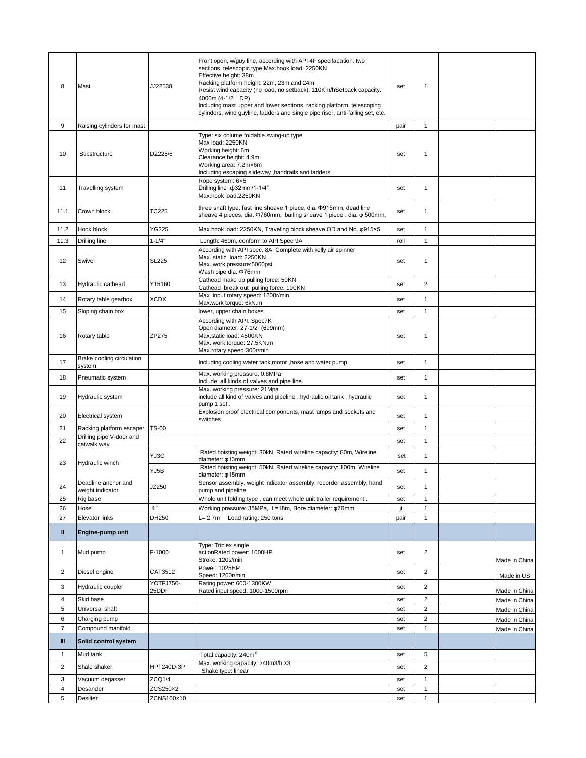| | | | | | | | |
|---|---|---|---|---|---|---|---|
| 8 | Mast | JJ22538 | Front open, w/guy line, according with API 4F specifacation. two sections, telescopic type.Max.hook load: 2250KN<br>Effective height: 38m<br>Racking platform height: 22m, 23m and 24m<br>Resist wind capacity (no load, no setback): 110Km/hSetback capacity: 4000m (4-1/2＂DP)<br>Including mast upper and lower sections, racking platform, telescoping cylinders, wind guyline, ladders and single pipe riser, anti-falling set, etc. | set | 1 | | |
| 9 | Raising cylinders for mast | | | pair | 1 | | |
| 10 | Substructure | DZ225/6 | Type: six colume foldable swing-up type<br>Max load: 2250KN<br>Working height: 6m<br>Clearance height: 4.9m<br>Working area: 7.2m×6m<br>Including escaping slideway ,handrails and ladders | set | 1 | | |
| 11 | Travelling system | | Rope system: 6×5<br>Drilling line :ф32mm/1-1/4"<br>Max.hook load:2250KN | set | 1 | | |
| 11.1 | Crown block | TC225 | three shaft type, fast line sheave 1 piece, dia. Φ915mm, dead line sheave 4 pieces, dia. Φ760mm, bailing sheave 1 piece , dia. φ 500mm, | set | 1 | | |
| 11.2 | Hook block | YG225 | Max.hook load: 2250KN, Traveling block sheave OD and No. φ915×5 | set | 1 | | |
| 11.3 | Drilling line | 1-1/4" | Length: 460m, conform to API Spec 9A | roll | 1 | | |
| 12 | Swivel | SL225 | According with API spec. 8A, Complete with kelly air spinner<br>Max. static load: 2250KN<br>Max. work pressure:5000psi<br>Wash pipe dia: Φ76mm | set | 1 | | |
| 13 | Hydraulic cathead | Y15160 | Cathead make up pulling force: 50KN<br>Cathead break out pulling force: 100KN | set | 2 | | |
| 14 | Rotary table gearbox | XCDX | Max .input rotary speed: 1200r/min<br>Max.work torque: 6kN.m | set | 1 | | |
| 15 | Sloping chain box | | lower, upper chain boxes | set | 1 | | |
| 16 | Rotary table | ZP275 | According with API. Spec7K<br>Open diameter: 27-1/2" (699mm)<br>Max.static load: 4500KN<br>Max. work torque: 27.5KN.m<br>Max.rotary speed:300r/min | set | 1 | | |
| 17 | Brake cooling circulation system | | Including cooling water tank,motor ,hose and water pump. | set | 1 | | |
| 18 | Pneumatic system | | Max. working pressure: 0.8MPa<br>Include: all kinds of valves and pipe line. | set | 1 | | |
| 19 | Hydraulic system | | Max. working pressure: 21Mpa<br>include all kind of valves and pipeline , hydraulic oil tank , hydraulic pump 1 set . | set | 1 | | |
| 20 | Electrical system | | Explosion proof electrical components, mast lamps and sockets and switches | set | 1 | | |
| 21 | Racking platform escaper | TS-00 | | set | 1 | | |
| 22 | Drilling pipe V-door and catwalk way | | | set | 1 | | |
| 23 | Hydraulic winch | YJ3C | Rated hoisting weight: 30kN, Rated wireline capacity: 80m, Wireline diameter: φ13mm | set | 1 | | |
| | | YJ5B | Rated hoisting weight: 50kN, Rated wireline capacity: 100m, Wireline diameter: φ15mm | set | 1 | | |
| 24 | Deadline anchor and weight indicator | JZ250 | Sensor assembly, weight indicator assembly, recorder assembly, hand pump and pipeline | set | 1 | | |
| 25 | Rig base | | Whole unit folding type , can meet whole unit trailer requirement . | set | 1 | | |
| 26 | Hose | 4＂ | Working pressure: 35MPa, L=18m, Bore diameter: φ76mm | jt | 1 | | |
| 27 | Elevator links | DH250 | L= 2.7m Load rating: 250 tons | pair | 1 | | |
| **Ⅱ** | **Engine-pump unit** | | | | | | |
| 1 | Mud pump | F-1000 | Type: Triplex single actionRated power: 1000HP<br>Stroke: 120s/min | set | 2 | | Made in China |
| 2 | Diesel engine | CAT3512 | Power: 1025HP<br>Speed: 1200r/min | set | 2 | | Made in US |
| 3 | Hydraulic coupler | YOTFJ750-25DDF | Rating power: 600-1300KW<br>Rated input speed: 1000-1500rpm | set | 2 | | Made in China |
| 4 | Skid base | | | set | 2 | | Made in China |
| 5 | Universal shaft | | | set | 2 | | Made in China |
| 6 | Charging pump | | | set | 2 | | Made in China |
| 7 | Compound manifold | | | set | 1 | | Made in China |
| **Ⅲ** | **Solid control system** | | | | | | |
| 1 | Mud tank | | Total capacity: 240m$^3$ | set | 5 | | |
| 2 | Shale shaker | HPT240D-3P | Max. working capacity: 240m3/h ×3<br>Shake type: linear | set | 2 | | |
| 3 | Vacuum degasser | ZCQ1/4 | | set | 1 | | |
| 4 | Desander | ZCS250×2 | | set | 1 | | |
| 5 | Desilter | ZCNS100×10 | | set | 1 | | |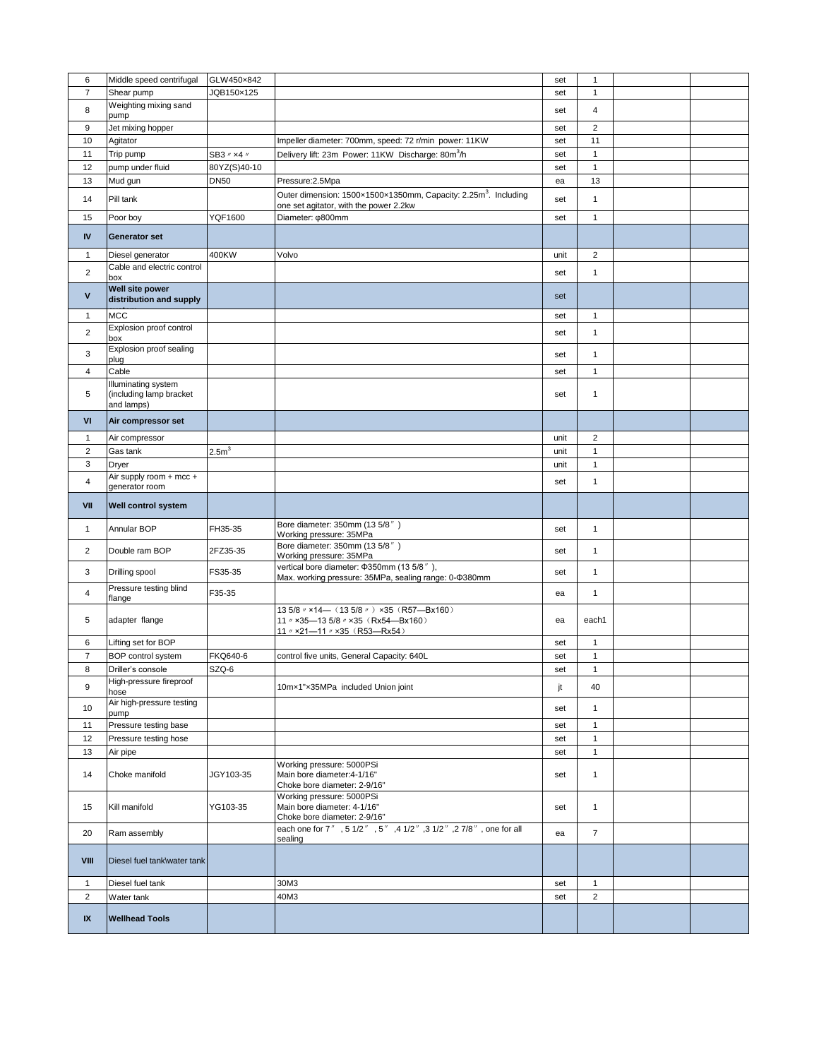| | | | | | | | |
|---|---|---|---|---|---|---|---|
| 6 | Middle speed centrifugal | GLW450×842 | | set | 1 | | |
| 7 | Shear pump | JQB150×125 | | set | 1 | | |
| 8 | Weighting mixing sand pump | | | set | 4 | | |
| 9 | Jet mixing hopper | | | set | 2 | | |
| 10 | Agitator | | Impeller diameter: 700mm, speed: 72 r/min power: 11KW | set | 11 | | |
| 11 | Trip pump | SB3〃×4〃 | Delivery lift: 23m Power: 11KW Discharge: 80m$^3$/h | set | 1 | | |
| 12 | pump under fluid | 80YZ(S)40-10 | | set | 1 | | |
| 13 | Mud gun | DN50 | Pressure:2.5Mpa | ea | 13 | | |
| 14 | Pill tank | | Outer dimension: 1500×1500×1350mm, Capacity: 2.25m$^3$. Including one set agitator, with the power 2.2kw | set | 1 | | |
| 15 | Poor boy | YQF1600 | Diameter: φ800mm | set | 1 | | |
| **IV** | **Generator set** | | | | | | |
| 1 | Diesel generator | 400KW | Volvo | unit | 2 | | |
| 2 | Cable and electric control box | | | set | 1 | | |
| **V** | **Well site power distribution and supply** | | | set | | | |
| 1 | MCC | | | set | 1 | | |
| 2 | Explosion proof control box | | | set | 1 | | |
| 3 | Explosion proof sealing plug | | | set | 1 | | |
| 4 | Cable | | | set | 1 | | |
| 5 | Illuminating system (including lamp bracket and lamps) | | | set | 1 | | |
| **VI** | **Air compressor set** | | | | | | |
| 1 | Air compressor | | | unit | 2 | | |
| 2 | Gas tank | 2.5m$^3$ | | unit | 1 | | |
| 3 | Dryer | | | unit | 1 | | |
| 4 | Air supply room + mcc + generator room | | | set | 1 | | |
| **VII** | **Well control system** | | | | | | |
| 1 | Annular BOP | FH35-35 | Bore diameter: 350mm (13 5/8") Working pressure: 35MPa | set | 1 | | |
| 2 | Double ram BOP | 2FZ35-35 | Bore diameter: 350mm (13 5/8") Working pressure: 35MPa | set | 1 | | |
| 3 | Drilling spool | FS35-35 | vertical bore diameter: Φ350mm (13 5/8"), Max. working pressure: 35MPa, sealing range: 0-Φ380mm | set | 1 | | |
| 4 | Pressure testing blind flange | F35-35 | | ea | 1 | | |
| 5 | adapter flange | | 13 5/8〃×14—(13 5/8〃)×35(R57—Bx160) 11〃×35—13 5/8〃×35(Rx54—Bx160) 11〃×21—11〃×35(R53—Rx54) | ea | each1 | | |
| 6 | Lifting set for BOP | | | set | 1 | | |
| 7 | BOP control system | FKQ640-6 | control five units, General Capacity: 640L | set | 1 | | |
| 8 | Driller's console | SZQ-6 | | set | 1 | | |
| 9 | High-pressure fireproof hose | | 10m×1"×35MPa included Union joint | jt | 40 | | |
| 10 | Air high-pressure testing pump | | | set | 1 | | |
| 11 | Pressure testing base | | | set | 1 | | |
| 12 | Pressure testing hose | | | set | 1 | | |
| 13 | Air pipe | | | set | 1 | | |
| 14 | Choke manifold | JGY103-35 | Working pressure: 5000PSi Main bore diameter:4-1/16" Choke bore diameter: 2-9/16" | set | 1 | | |
| 15 | Kill manifold | YG103-35 | Working pressure: 5000PSi Main bore diameter: 4-1/16" Choke bore diameter: 2-9/16" | set | 1 | | |
| 20 | Ram assembly | | each one for 7", 5 1/2", 5", 4 1/2", 3 1/2", 2 7/8", one for all sealing | ea | 7 | | |
| **VIII** | Diesel fuel tank\water tank | | | | | | |
| 1 | Diesel fuel tank | | 30M3 | set | 1 | | |
| 2 | Water tank | | 40M3 | set | 2 | | |
| **IX** | **Wellhead Tools** | | | | | | |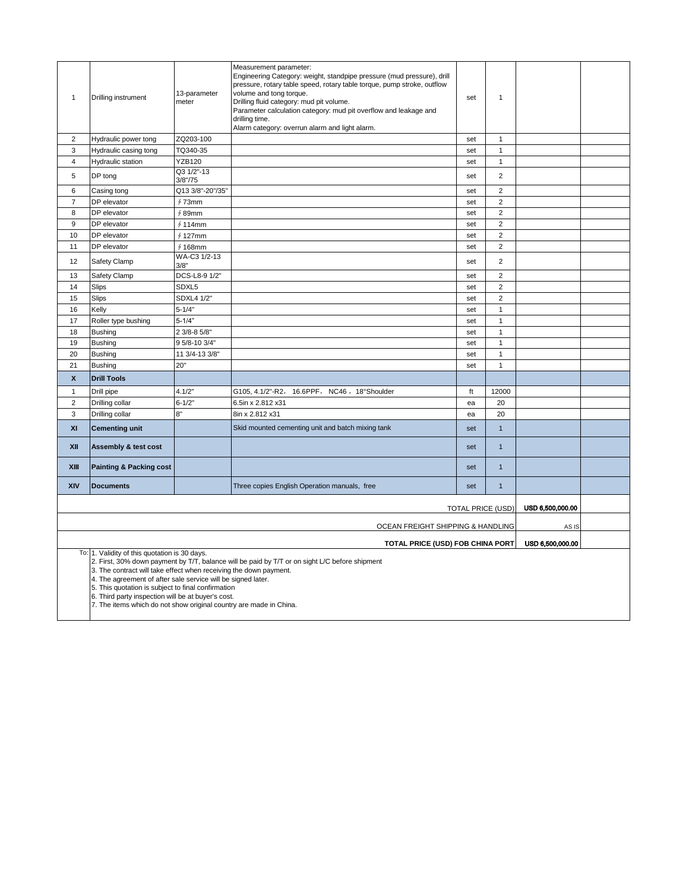| | | | | | | | |
|---|---|---|---|---|---|---|---|
| 1 | Drilling instrument | 13-parameter meter | Measurement parameter: Engineering Category: weight, standpipe pressure (mud pressure), drill pressure, rotary table speed, rotary table torque, pump stroke, outflow volume and tong torque. Drilling fluid category: mud pit volume. Parameter calculation category: mud pit overflow and leakage and drilling time. Alarm category: overrun alarm and light alarm. | set | 1 | | |
| 2 | Hydraulic power tong | ZQ203-100 | | set | 1 | | |
| 3 | Hydraulic casing tong | TQ340-35 | | set | 1 | | |
| 4 | Hydraulic station | YZB120 | | set | 1 | | |
| 5 | DP tong | Q3 1/2"-13 3/8"/75 | | set | 2 | | |
| 6 | Casing tong | Q13 3/8"-20"/35" | | set | 2 | | |
| 7 | DP elevator | ∮73mm | | set | 2 | | |
| 8 | DP elevator | ∮89mm | | set | 2 | | |
| 9 | DP elevator | ∮114mm | | set | 2 | | |
| 10 | DP elevator | ∮127mm | | set | 2 | | |
| 11 | DP elevator | ∮168mm | | set | 2 | | |
| 12 | Safety Clamp | WA-C3 1/2-13 3/8" | | set | 2 | | |
| 13 | Safety Clamp | DCS-L8-9 1/2" | | set | 2 | | |
| 14 | Slips | SDXL5 | | set | 2 | | |
| 15 | Slips | SDXL4 1/2" | | set | 2 | | |
| 16 | Kelly | 5-1/4" | | set | 1 | | |
| 17 | Roller type bushing | 5-1/4" | | set | 1 | | |
| 18 | Bushing | 2 3/8-8 5/8" | | set | 1 | | |
| 19 | Bushing | 9 5/8-10 3/4" | | set | 1 | | |
| 20 | Bushing | 11 3/4-13 3/8" | | set | 1 | | |
| 21 | Bushing | 20" | | set | 1 | | |
| **X** | **Drill Tools** | | | | | | |
| 1 | Drill pipe | 4.1/2" | G105, 4.1/2"-R2， 16.6PPF， NC46， 18°Shoulder | ft | 12000 | | |
| 2 | Drilling collar | 6-1/2" | 6.5in x 2.812 x31 | ea | 20 | | |
| 3 | Drilling collar | 8" | 8in x 2.812 x31 | ea | 20 | | |
| **XI** | **Cementing unit** | | Skid mounted cementing unit and batch mixing tank | set | 1 | | |
| **XII** | **Assembly & test cost** | | | set | 1 | | |
| **XIII** | **Painting & Packing cost** | | | set | 1 | | |
| **XIV** | **Documents** | | Three copies English Operation manuals, free | set | 1 | | |
| | | | | | TOTAL PRICE (USD) | USD 6,500,000.00 | |
| | | | | | OCEAN FREIGHT SHIPPING & HANDLING | AS IS | |
| | | | | | **TOTAL PRICE (USD) FOB CHINA PORT** | **USD 6,500,000.00** | |

To:
1. Validity of this quotation is 30 days.
2. First, 30% down payment by T/T, balance will be paid by T/T or on sight L/C before shipment
3. The contract will take effect when receiving the down payment.
4. The agreement of after sale service will be signed later.
5. This quotation is subject to final confirmation
6. Third party inspection will be at buyer's cost.
7. The items which do not show original country are made in China.